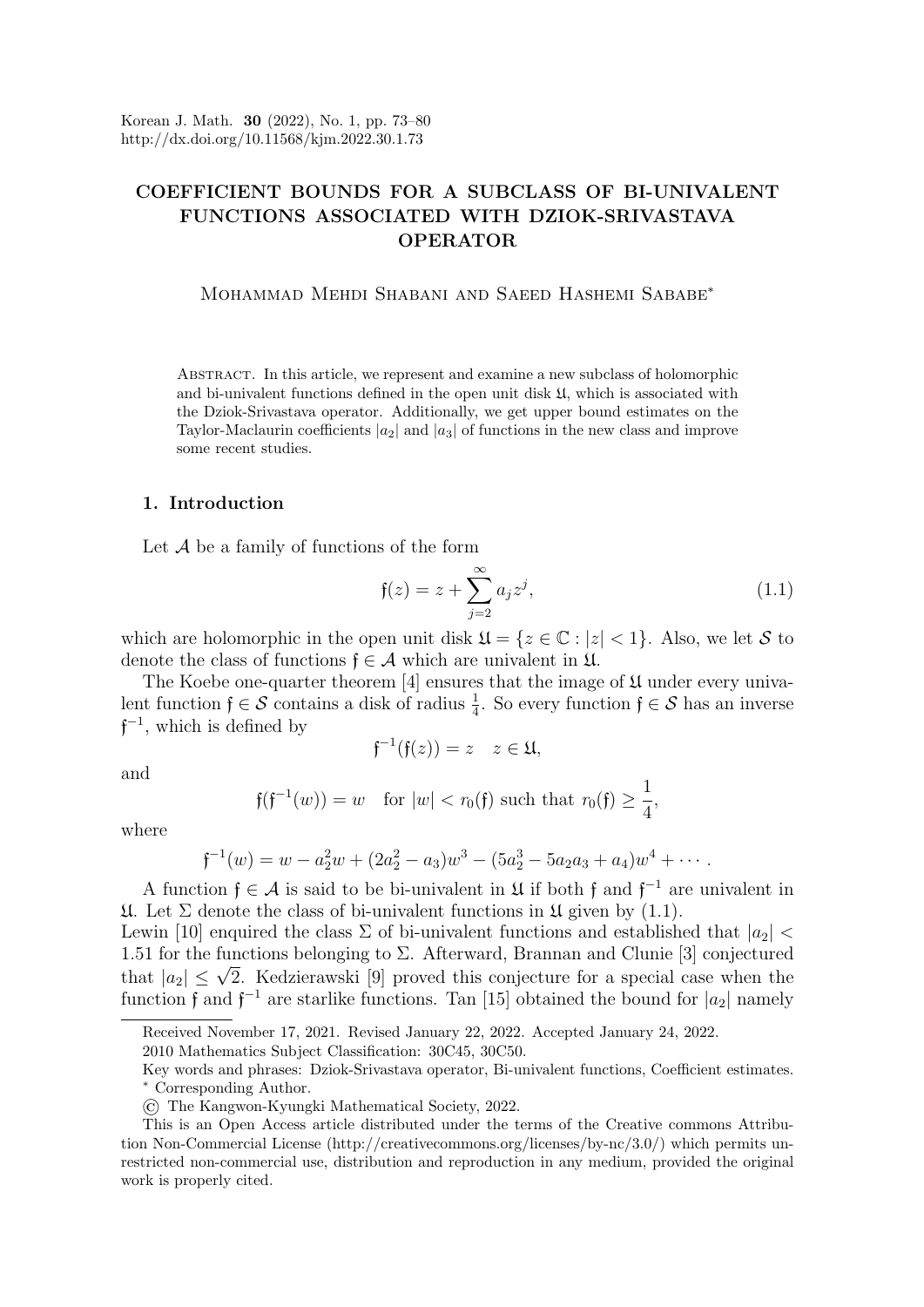# COEFFICIENT BOUNDS FOR A SUBCLASS OF BI-UNIVALENT FUNCTIONS ASSOCIATED WITH DZIOK-SRIVASTAVA OPERATOR

Mohammad Mehdi Shabani and Saeed Hashemi Sababe*

Abstract. In this article, we represent and examine a new subclass of holomorphic and bi-univalent functions defined in the open unit disk $\mathfrak{U}$, which is associated with the Dziok-Srivastava operator. Additionally, we get upper bound estimates on the Taylor-Maclaurin coefficients $|a_2|$ and $|a_3|$ of functions in the new class and improve some recent studies.

## 1. Introduction

Let $\mathcal{A}$ be a family of functions of the form

$$\mathfrak{f}(z) = z + \sum_{j=2}^{\infty} a_j z^j, \tag{1.1}$$

which are holomorphic in the open unit disk $\mathfrak{U} = \{z \in \mathbb{C} : |z| < 1\}$. Also, we let $\mathcal{S}$ to denote the class of functions $\mathfrak{f} \in \mathcal{A}$ which are univalent in $\mathfrak{U}$.

The Koebe one-quarter theorem [4] ensures that the image of $\mathfrak{U}$ under every univalent function $\mathfrak{f} \in \mathcal{S}$ contains a disk of radius $\frac{1}{4}$. So every function $\mathfrak{f} \in \mathcal{S}$ has an inverse $\mathfrak{f}^{-1}$, which is defined by

$$\mathfrak{f}^{-1}(\mathfrak{f}(z)) = z \quad z \in \mathfrak{U},$$

and

$$\mathfrak{f}(\mathfrak{f}^{-1}(w)) = w \quad \text{for } |w| < r_0(\mathfrak{f}) \text{ such that } r_0(\mathfrak{f}) \geq \frac{1}{4},$$

where

$$\mathfrak{f}^{-1}(w) = w - a_2^2 w + (2a_2^2 - a_3)w^3 - (5a_2^3 - 5a_2 a_3 + a_4)w^4 + \cdots.$$

A function $\mathfrak{f} \in \mathcal{A}$ is said to be bi-univalent in $\mathfrak{U}$ if both $\mathfrak{f}$ and $\mathfrak{f}^{-1}$ are univalent in $\mathfrak{U}$. Let $\Sigma$ denote the class of bi-univalent functions in $\mathfrak{U}$ given by (1.1).

Lewin [10] enquired the class $\Sigma$ of bi-univalent functions and established that $|a_2| < 1.51$ for the functions belonging to $\Sigma$. Afterward, Brannan and Clunie [3] conjectured that $|a_2| \leq \sqrt{2}$. Kedzierawski [9] proved this conjecture for a special case when the function $\mathfrak{f}$ and $\mathfrak{f}^{-1}$ are starlike functions. Tan [15] obtained the bound for $|a_2|$ namely

---

Received November 17, 2021. Revised January 22, 2022. Accepted January 24, 2022.

2010 Mathematics Subject Classification: 30C45, 30C50.

Key words and phrases: Dziok-Srivastava operator, Bi-univalent functions, Coefficient estimates.

* Corresponding Author.

© The Kangwon-Kyungki Mathematical Society, 2022.

This is an Open Access article distributed under the terms of the Creative commons Attribution Non-Commercial License (http://creativecommons.org/licenses/by-nc/3.0/) which permits unrestricted non-commercial use, distribution and reproduction in any medium, provided the original work is properly cited.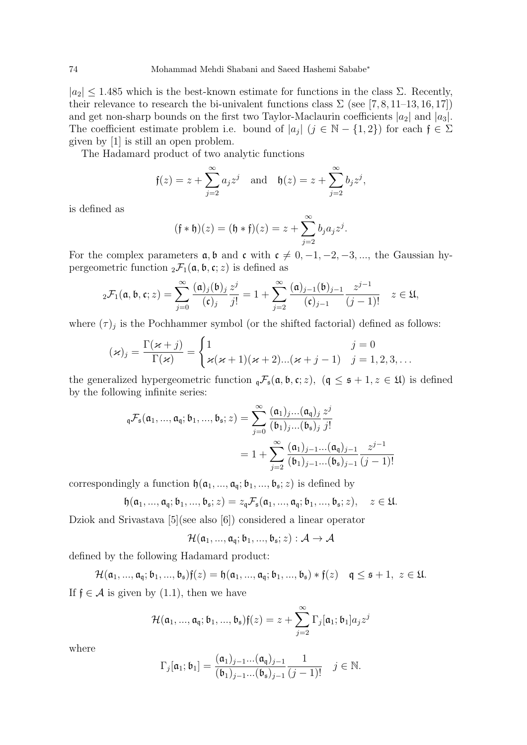$|a_2| \leq 1.485$ which is the best-known estimate for functions in the class $\Sigma$. Recently, their relevance to research the bi-univalent functions class $\Sigma$ (see [7, 8, 11–13, 16, 17]) and get non-sharp bounds on the first two Taylor-Maclaurin coefficients $|a_2|$ and $|a_3|$. The coefficient estimate problem i.e. bound of $|a_j|$ $(j \in \mathbb{N} - \{1, 2\})$ for each $\mathfrak{f} \in \Sigma$ given by [1] is still an open problem.

The Hadamard product of two analytic functions

$$\mathfrak{f}(z) = z + \sum_{j=2}^{\infty} a_j z^j \quad \text{and} \quad \mathfrak{h}(z) = z + \sum_{j=2}^{\infty} b_j z^j,$$

is defined as

$$(\mathfrak{f} * \mathfrak{h})(z) = (\mathfrak{h} * \mathfrak{f})(z) = z + \sum_{j=2}^{\infty} b_j a_j z^j.$$

For the complex parameters $\mathfrak{a}, \mathfrak{b}$ and $\mathfrak{c}$ with $\mathfrak{c} \neq 0, -1, -2, -3, \ldots$, the Gaussian hypergeometric function ${}_2\mathcal{F}_1(\mathfrak{a}, \mathfrak{b}, \mathfrak{c}; z)$ is defined as

$$ {}_2\mathcal{F}_1(\mathfrak{a}, \mathfrak{b}, \mathfrak{c}; z) = \sum_{j=0}^{\infty} \frac{(\mathfrak{a})_j (\mathfrak{b})_j}{(\mathfrak{c})_j} \frac{z^j}{j!} = 1 + \sum_{j=2}^{\infty} \frac{(\mathfrak{a})_{j-1} (\mathfrak{b})_{j-1}}{(\mathfrak{c})_{j-1}} \frac{z^{j-1}}{(j-1)!} \quad z \in \mathfrak{U},$$

where $(\tau)_j$ is the Pochhammer symbol (or the shifted factorial) defined as follows:

$$(\varkappa)_j = \frac{\Gamma(\varkappa + j)}{\Gamma(\varkappa)} = \begin{cases} 1 & j = 0 \\ \varkappa(\varkappa+1)(\varkappa+2)\ldots(\varkappa+j-1) & j = 1, 2, 3, \ldots \end{cases}$$

the generalized hypergeometric function ${}_{\mathfrak{q}}\mathcal{F}_{\mathfrak{s}}(\mathfrak{a}, \mathfrak{b}, \mathfrak{c}; z)$, $(\mathfrak{q} \leq \mathfrak{s} + 1, z \in \mathfrak{U})$ is defined by the following infinite series:

$$\begin{aligned} {}_{\mathfrak{q}}\mathcal{F}_{\mathfrak{s}}(\mathfrak{a}_1, \ldots, \mathfrak{a}_{\mathfrak{q}}; \mathfrak{b}_1, \ldots, \mathfrak{b}_{\mathfrak{s}}; z) &= \sum_{j=0}^{\infty} \frac{(\mathfrak{a}_1)_j \ldots (\mathfrak{a}_{\mathfrak{q}})_j}{(\mathfrak{b}_1)_j \ldots (\mathfrak{b}_{\mathfrak{s}})_j} \frac{z^j}{j!} \\ &= 1 + \sum_{j=2}^{\infty} \frac{(\mathfrak{a}_1)_{j-1} \ldots (\mathfrak{a}_{\mathfrak{q}})_{j-1}}{(\mathfrak{b}_1)_{j-1} \ldots (\mathfrak{b}_{\mathfrak{s}})_{j-1}} \frac{z^{j-1}}{(j-1)!} \end{aligned}$$

correspondingly a function $\mathfrak{h}(\mathfrak{a}_1, \ldots, \mathfrak{a}_{\mathfrak{q}}; \mathfrak{b}_1, \ldots, \mathfrak{b}_{\mathfrak{s}}; z)$ is defined by

$$\mathfrak{h}(\mathfrak{a}_1, \ldots, \mathfrak{a}_{\mathfrak{q}}; \mathfrak{b}_1, \ldots, \mathfrak{b}_{\mathfrak{s}}; z) = z {}_{\mathfrak{q}}\mathcal{F}_{\mathfrak{s}}(\mathfrak{a}_1, \ldots, \mathfrak{a}_{\mathfrak{q}}; \mathfrak{b}_1, \ldots, \mathfrak{b}_{\mathfrak{s}}; z), \quad z \in \mathfrak{U}.$$

Dziok and Srivastava [5](see also [6]) considered a linear operator

$$\mathcal{H}(\mathfrak{a}_1, \ldots, \mathfrak{a}_{\mathfrak{q}}; \mathfrak{b}_1, \ldots, \mathfrak{b}_{\mathfrak{s}}; z) : \mathcal{A} \to \mathcal{A}$$

defined by the following Hadamard product:

$$\mathcal{H}(\mathfrak{a}_1, \ldots, \mathfrak{a}_{\mathfrak{q}}; \mathfrak{b}_1, \ldots, \mathfrak{b}_{\mathfrak{s}})\mathfrak{f}(z) = \mathfrak{h}(\mathfrak{a}_1, \ldots, \mathfrak{a}_{\mathfrak{q}}; \mathfrak{b}_1, \ldots, \mathfrak{b}_{\mathfrak{s}}) * \mathfrak{f}(z) \quad \mathfrak{q} \leq \mathfrak{s} + 1, \ z \in \mathfrak{U}.$$

If $\mathfrak{f} \in \mathcal{A}$ is given by (1.1), then we have

$$\mathcal{H}(\mathfrak{a}_1, \ldots, \mathfrak{a}_{\mathfrak{q}}; \mathfrak{b}_1, \ldots, \mathfrak{b}_{\mathfrak{s}})\mathfrak{f}(z) = z + \sum_{j=2}^{\infty} \Gamma_j[\mathfrak{a}_1; \mathfrak{b}_1] a_j z^j$$

where

$$\Gamma_j[\mathfrak{a}_1; \mathfrak{b}_1] = \frac{(\mathfrak{a}_1)_{j-1} \ldots (\mathfrak{a}_{\mathfrak{q}})_{j-1}}{(\mathfrak{b}_1)_{j-1} \ldots (\mathfrak{b}_{\mathfrak{s}})_{j-1}} \frac{1}{(j-1)!} \quad j \in \mathbb{N}.$$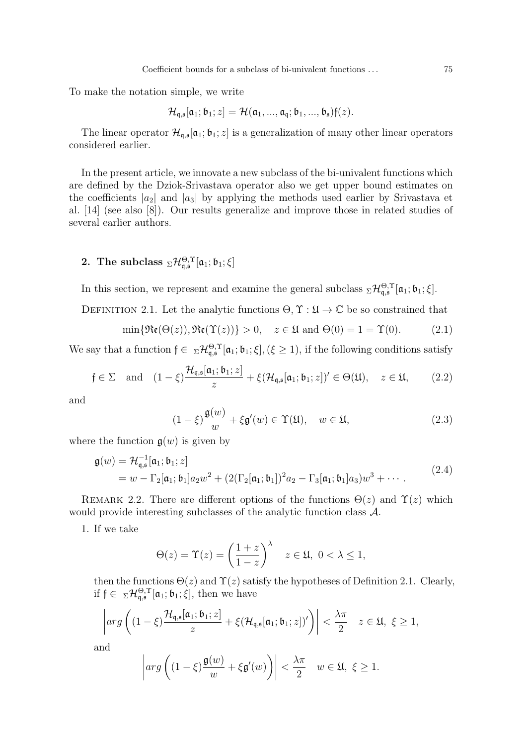To make the notation simple, we write

$$\mathcal{H}_{\mathfrak{q},\mathfrak{s}}[\mathfrak{a}_1;\mathfrak{b}_1;z] = \mathcal{H}(\mathfrak{a}_1,...,\mathfrak{a}_\mathfrak{q};\mathfrak{b}_1,...,\mathfrak{b}_\mathfrak{s})\mathfrak{f}(z).$$

The linear operator $\mathcal{H}_{\mathfrak{q},\mathfrak{s}}[\mathfrak{a}_1;\mathfrak{b}_1;z]$ is a generalization of many other linear operators considered earlier.

In the present article, we innovate a new subclass of the bi-univalent functions which are defined by the Dziok-Srivastava operator also we get upper bound estimates on the coefficients $|a_2|$ and $|a_3|$ by applying the methods used earlier by Srivastava et al. [14] (see also [8]). Our results generalize and improve those in related studies of several earlier authors.

## 2. The subclass ${}_\Sigma\mathcal{H}^{\Theta,\Upsilon}_{\mathfrak{q},\mathfrak{s}}[\mathfrak{a}_1;\mathfrak{b}_1;\xi]$

In this section, we represent and examine the general subclass ${}_\Sigma\mathcal{H}^{\Theta,\Upsilon}_{\mathfrak{q},\mathfrak{s}}[\mathfrak{a}_1;\mathfrak{b}_1;\xi]$.

Definition 2.1. Let the analytic functions $\Theta,\Upsilon:\mathfrak{U}\to\mathbb{C}$ be so constrained that

$$\min\{\mathfrak{Re}(\Theta(z)),\mathfrak{Re}(\Upsilon(z))\}>0, \quad z\in\mathfrak{U} \text{ and } \Theta(0)=1=\Upsilon(0). \tag{2.1}$$

We say that a function $\mathfrak{f}\in {}_\Sigma\mathcal{H}^{\Theta,\Upsilon}_{\mathfrak{q},\mathfrak{s}}[\mathfrak{a}_1;\mathfrak{b}_1;\xi],(\xi\geq 1)$, if the following conditions satisfy

$$\mathfrak{f}\in\Sigma \quad\text{and}\quad (1-\xi)\frac{\mathcal{H}_{\mathfrak{q},\mathfrak{s}}[\mathfrak{a}_1;\mathfrak{b}_1;z]}{z}+\xi(\mathcal{H}_{\mathfrak{q},\mathfrak{s}}[\mathfrak{a}_1;\mathfrak{b}_1;z])'\in\Theta(\mathfrak{U}), \quad z\in\mathfrak{U}, \tag{2.2}$$

and

$$(1-\xi)\frac{\mathfrak{g}(w)}{w}+\xi\mathfrak{g}'(w)\in\Upsilon(\mathfrak{U}), \quad w\in\mathfrak{U}, \tag{2.3}$$

where the function $\mathfrak{g}(w)$ is given by

$$\begin{aligned}\mathfrak{g}(w) &= \mathcal{H}^{-1}_{\mathfrak{q},\mathfrak{s}}[\mathfrak{a}_1;\mathfrak{b}_1;z] \\ &= w-\Gamma_2[\mathfrak{a}_1;\mathfrak{b}_1]a_2w^2+(2(\Gamma_2[\mathfrak{a}_1;\mathfrak{b}_1])^2a_2-\Gamma_3[\mathfrak{a}_1;\mathfrak{b}_1]a_3)w^3+\cdots.\end{aligned} \tag{2.4}$$

Remark 2.2. There are different options of the functions $\Theta(z)$ and $\Upsilon(z)$ which would provide interesting subclasses of the analytic function class $\mathcal{A}$.

1. If we take

$$\Theta(z)=\Upsilon(z)=\left(\frac{1+z}{1-z}\right)^\lambda \quad z\in\mathfrak{U},\ 0<\lambda\leq 1,$$

then the functions $\Theta(z)$ and $\Upsilon(z)$ satisfy the hypotheses of Definition 2.1. Clearly, if $\mathfrak{f}\in {}_\Sigma\mathcal{H}^{\Theta,\Upsilon}_{\mathfrak{q},\mathfrak{s}}[\mathfrak{a}_1;\mathfrak{b}_1;\xi]$, then we have

$$\left|arg\left((1-\xi)\frac{\mathcal{H}_{\mathfrak{q},\mathfrak{s}}[\mathfrak{a}_1;\mathfrak{b}_1;z]}{z}+\xi(\mathcal{H}_{\mathfrak{q},\mathfrak{s}}[\mathfrak{a}_1;\mathfrak{b}_1;z])'\right)\right|<\frac{\lambda\pi}{2} \quad z\in\mathfrak{U},\ \xi\geq 1,$$

and

$$\left|arg\left((1-\xi)\frac{\mathfrak{g}(w)}{w}+\xi\mathfrak{g}'(w)\right)\right|<\frac{\lambda\pi}{2} \quad w\in\mathfrak{U},\ \xi\geq 1.$$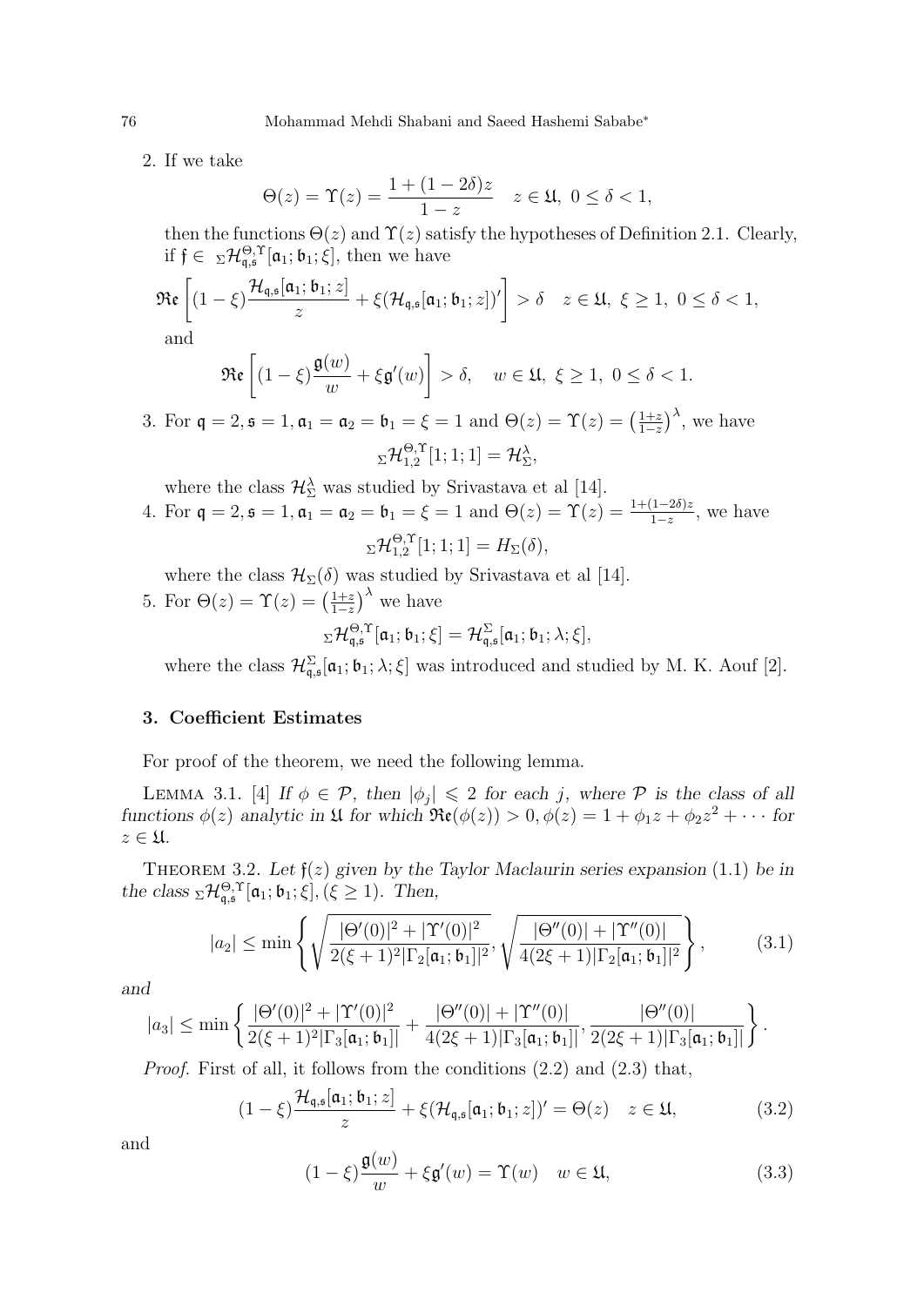2. If we take

$$\Theta(z) = \Upsilon(z) = \frac{1 + (1 - 2\delta)z}{1 - z} \quad z \in \mathfrak{U},\ 0 \le \delta < 1,$$

then the functions $\Theta(z)$ and $\Upsilon(z)$ satisfy the hypotheses of Definition 2.1. Clearly, if $\mathfrak{f} \in {}_{\Sigma}\mathcal{H}^{\Theta,\Upsilon}_{\mathfrak{q},\mathfrak{s}}[\mathfrak{a}_1; \mathfrak{b}_1; \xi]$, then we have

$$\mathfrak{Re}\left[(1 - \xi)\frac{\mathcal{H}_{\mathfrak{q},\mathfrak{s}}[\mathfrak{a}_1; \mathfrak{b}_1; z]}{z} + \xi(\mathcal{H}_{\mathfrak{q},\mathfrak{s}}[\mathfrak{a}_1; \mathfrak{b}_1; z])'\right] > \delta \quad z \in \mathfrak{U},\ \xi \ge 1,\ 0 \le \delta < 1,$$

and

$$\mathfrak{Re}\left[(1 - \xi)\frac{\mathfrak{g}(w)}{w} + \xi\mathfrak{g}'(w)\right] > \delta, \quad w \in \mathfrak{U},\ \xi \ge 1,\ 0 \le \delta < 1.$$

3. For $\mathfrak{q} = 2, \mathfrak{s} = 1, \mathfrak{a}_1 = \mathfrak{a}_2 = \mathfrak{b}_1 = \xi = 1$ and $\Theta(z) = \Upsilon(z) = \left(\frac{1+z}{1-z}\right)^{\lambda}$, we have

$${}_{\Sigma}\mathcal{H}^{\Theta,\Upsilon}_{1,2}[1; 1; 1] = \mathcal{H}^{\lambda}_{\Sigma},$$

where the class $\mathcal{H}^{\lambda}_{\Sigma}$ was studied by Srivastava et al [14].

4. For $\mathfrak{q} = 2, \mathfrak{s} = 1, \mathfrak{a}_1 = \mathfrak{a}_2 = \mathfrak{b}_1 = \xi = 1$ and $\Theta(z) = \Upsilon(z) = \frac{1+(1-2\delta)z}{1-z}$, we have

$${}_{\Sigma}\mathcal{H}^{\Theta,\Upsilon}_{1,2}[1; 1; 1] = H_{\Sigma}(\delta),$$

where the class $\mathcal{H}_{\Sigma}(\delta)$ was studied by Srivastava et al [14].

5. For $\Theta(z) = \Upsilon(z) = \left(\frac{1+z}{1-z}\right)^{\lambda}$ we have

$${}_{\Sigma}\mathcal{H}^{\Theta,\Upsilon}_{\mathfrak{q},\mathfrak{s}}[\mathfrak{a}_1; \mathfrak{b}_1; \xi] = \mathcal{H}^{\Sigma}_{\mathfrak{q},\mathfrak{s}}[\mathfrak{a}_1; \mathfrak{b}_1; \lambda; \xi],$$

where the class $\mathcal{H}^{\Sigma}_{\mathfrak{q},\mathfrak{s}}[\mathfrak{a}_1; \mathfrak{b}_1; \lambda; \xi]$ was introduced and studied by M. K. Aouf [2].

## 3. Coefficient Estimates

For proof of the theorem, we need the following lemma.

LEMMA 3.1. [4] *If $\phi \in \mathcal{P}$, then $|\phi_j| \leqslant 2$ for each $j$, where $\mathcal{P}$ is the class of all functions $\phi(z)$ analytic in $\mathfrak{U}$ for which $\mathfrak{Re}(\phi(z)) > 0, \phi(z) = 1 + \phi_1 z + \phi_2 z^2 + \cdots$ for $z \in \mathfrak{U}$.*

THEOREM 3.2. *Let $\mathfrak{f}(z)$ given by the Taylor Maclaurin series expansion* (1.1) *be in the class ${}_{\Sigma}\mathcal{H}^{\Theta,\Upsilon}_{\mathfrak{q},\mathfrak{s}}[\mathfrak{a}_1; \mathfrak{b}_1; \xi], (\xi \ge 1)$. Then,*

$$|a_2| \le \min\left\{\sqrt{\frac{|\Theta'(0)|^2 + |\Upsilon'(0)|^2}{2(\xi + 1)^2|\Gamma_2[\mathfrak{a}_1; \mathfrak{b}_1]|^2}}, \sqrt{\frac{|\Theta''(0)| + |\Upsilon''(0)|}{4(2\xi + 1)|\Gamma_2[\mathfrak{a}_1; \mathfrak{b}_1]|^2}}\right\}, \tag{3.1}$$

*and*

$$|a_3| \le \min\left\{\frac{|\Theta'(0)|^2 + |\Upsilon'(0)|^2}{2(\xi + 1)^2|\Gamma_3[\mathfrak{a}_1; \mathfrak{b}_1]|} + \frac{|\Theta''(0)| + |\Upsilon''(0)|}{4(2\xi + 1)|\Gamma_3[\mathfrak{a}_1; \mathfrak{b}_1]|}, \frac{|\Theta''(0)|}{2(2\xi + 1)|\Gamma_3[\mathfrak{a}_1; \mathfrak{b}_1]|}\right\}.$$

*Proof.* First of all, it follows from the conditions (2.2) and (2.3) that,

$$(1 - \xi)\frac{\mathcal{H}_{\mathfrak{q},\mathfrak{s}}[\mathfrak{a}_1; \mathfrak{b}_1; z]}{z} + \xi(\mathcal{H}_{\mathfrak{q},\mathfrak{s}}[\mathfrak{a}_1; \mathfrak{b}_1; z])' = \Theta(z) \quad z \in \mathfrak{U}, \tag{3.2}$$

and

$$(1 - \xi)\frac{\mathfrak{g}(w)}{w} + \xi\mathfrak{g}'(w) = \Upsilon(w) \quad w \in \mathfrak{U}, \tag{3.3}$$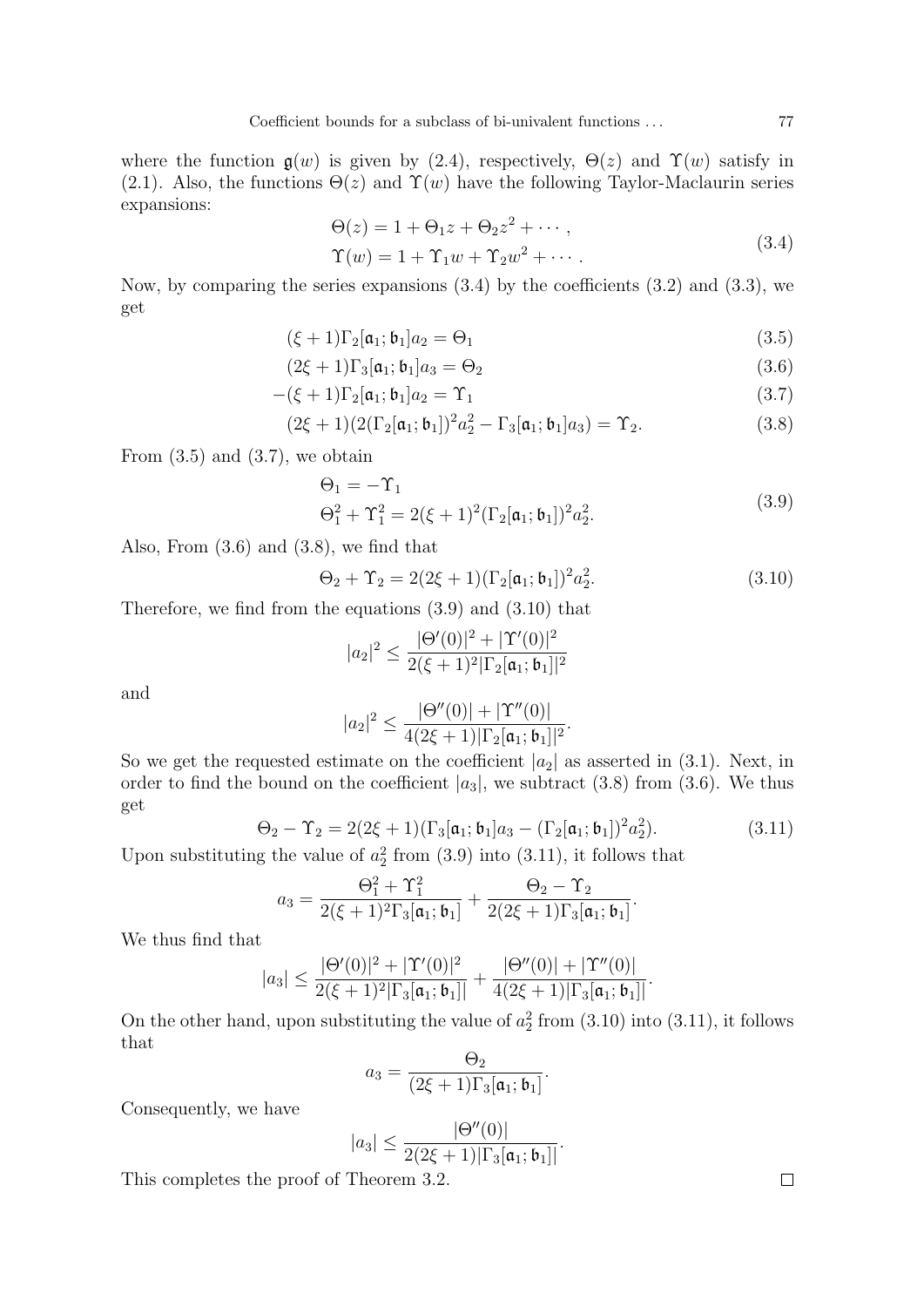where the function $\mathfrak{g}(w)$ is given by (2.4), respectively, $\Theta(z)$ and $\Upsilon(w)$ satisfy in (2.1). Also, the functions $\Theta(z)$ and $\Upsilon(w)$ have the following Taylor-Maclaurin series expansions:

$$\begin{aligned}\Theta(z) &= 1 + \Theta_1 z + \Theta_2 z^2 + \cdots, \\ \Upsilon(w) &= 1 + \Upsilon_1 w + \Upsilon_2 w^2 + \cdots.\end{aligned} \tag{3.4}$$

Now, by comparing the series expansions (3.4) by the coefficients (3.2) and (3.3), we get

$$(\xi + 1)\Gamma_2[\mathfrak{a}_1; \mathfrak{b}_1]a_2 = \Theta_1 \tag{3.5}$$

$$(2\xi + 1)\Gamma_3[\mathfrak{a}_1; \mathfrak{b}_1]a_3 = \Theta_2 \tag{3.6}$$

$$-(\xi + 1)\Gamma_2[\mathfrak{a}_1; \mathfrak{b}_1]a_2 = \Upsilon_1 \tag{3.7}$$

$$(2\xi + 1)(2(\Gamma_2[\mathfrak{a}_1; \mathfrak{b}_1])^2 a_2^2 - \Gamma_3[\mathfrak{a}_1; \mathfrak{b}_1]a_3) = \Upsilon_2. \tag{3.8}$$

From (3.5) and (3.7), we obtain

$$\begin{aligned}&\Theta_1 = -\Upsilon_1 \\ &\Theta_1^2 + \Upsilon_1^2 = 2(\xi + 1)^2(\Gamma_2[\mathfrak{a}_1; \mathfrak{b}_1])^2 a_2^2.\end{aligned} \tag{3.9}$$

Also, From (3.6) and (3.8), we find that

$$\Theta_2 + \Upsilon_2 = 2(2\xi + 1)(\Gamma_2[\mathfrak{a}_1; \mathfrak{b}_1])^2 a_2^2. \tag{3.10}$$

Therefore, we find from the equations (3.9) and (3.10) that

$$|a_2|^2 \leq \frac{|\Theta'(0)|^2 + |\Upsilon'(0)|^2}{2(\xi + 1)^2|\Gamma_2[\mathfrak{a}_1; \mathfrak{b}_1]|^2}$$

and

$$|a_2|^2 \leq \frac{|\Theta''(0)| + |\Upsilon''(0)|}{4(2\xi + 1)|\Gamma_2[\mathfrak{a}_1; \mathfrak{b}_1]|^2}.$$

So we get the requested estimate on the coefficient $|a_2|$ as asserted in (3.1). Next, in order to find the bound on the coefficient $|a_3|$, we subtract (3.8) from (3.6). We thus get

$$\Theta_2 - \Upsilon_2 = 2(2\xi + 1)(\Gamma_3[\mathfrak{a}_1; \mathfrak{b}_1]a_3 - (\Gamma_2[\mathfrak{a}_1; \mathfrak{b}_1])^2 a_2^2). \tag{3.11}$$

Upon substituting the value of $a_2^2$ from (3.9) into (3.11), it follows that

$$a_3 = \frac{\Theta_1^2 + \Upsilon_1^2}{2(\xi + 1)^2\Gamma_3[\mathfrak{a}_1; \mathfrak{b}_1]} + \frac{\Theta_2 - \Upsilon_2}{2(2\xi + 1)\Gamma_3[\mathfrak{a}_1; \mathfrak{b}_1]}.$$

We thus find that

$$|a_3| \leq \frac{|\Theta'(0)|^2 + |\Upsilon'(0)|^2}{2(\xi + 1)^2|\Gamma_3[\mathfrak{a}_1; \mathfrak{b}_1]|} + \frac{|\Theta''(0)| + |\Upsilon''(0)|}{4(2\xi + 1)|\Gamma_3[\mathfrak{a}_1; \mathfrak{b}_1]|}.$$

On the other hand, upon substituting the value of $a_2^2$ from (3.10) into (3.11), it follows that

$$a_3 = \frac{\Theta_2}{(2\xi + 1)\Gamma_3[\mathfrak{a}_1; \mathfrak{b}_1]}.$$

Consequently, we have

$$|a_3| \leq \frac{|\Theta''(0)|}{2(2\xi + 1)|\Gamma_3[\mathfrak{a}_1; \mathfrak{b}_1]|}.$$

This completes the proof of Theorem 3.2. □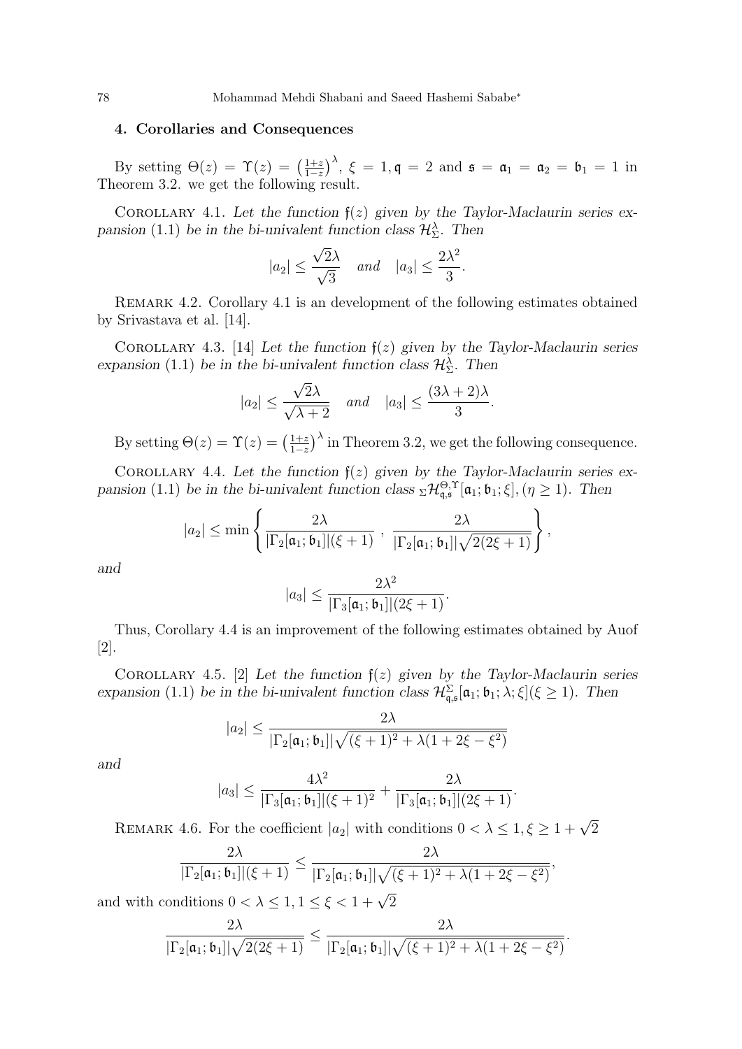## 4. Corollaries and Consequences

By setting $\Theta(z) = \Upsilon(z) = \left(\frac{1+z}{1-z}\right)^\lambda$, $\xi = 1, \mathfrak{q} = 2$ and $\mathfrak{s} = \mathfrak{a}_1 = \mathfrak{a}_2 = \mathfrak{b}_1 = 1$ in Theorem 3.2. we get the following result.

Corollary 4.1. *Let the function $\mathfrak{f}(z)$ given by the Taylor-Maclaurin series expansion* (1.1) *be in the bi-univalent function class $\mathcal{H}_\Sigma^\lambda$. Then*

$$|a_2| \leq \frac{\sqrt{2}\lambda}{\sqrt{3}} \quad and \quad |a_3| \leq \frac{2\lambda^2}{3}.$$

Remark 4.2. Corollary 4.1 is an development of the following estimates obtained by Srivastava et al. [14].

Corollary 4.3. [14] *Let the function $\mathfrak{f}(z)$ given by the Taylor-Maclaurin series expansion* (1.1) *be in the bi-univalent function class $\mathcal{H}_\Sigma^\lambda$. Then*

$$|a_2| \leq \frac{\sqrt{2}\lambda}{\sqrt{\lambda+2}} \quad and \quad |a_3| \leq \frac{(3\lambda+2)\lambda}{3}.$$

By setting $\Theta(z) = \Upsilon(z) = \left(\frac{1+z}{1-z}\right)^\lambda$ in Theorem 3.2, we get the following consequence.

Corollary 4.4. *Let the function $\mathfrak{f}(z)$ given by the Taylor-Maclaurin series expansion* (1.1) *be in the bi-univalent function class ${}_\Sigma\mathcal{H}_{\mathfrak{q},\mathfrak{s}}^{\Theta,\Upsilon}[\mathfrak{a}_1;\mathfrak{b}_1;\xi], (\eta \geq 1)$. Then*

$$|a_2| \leq \min\left\{\frac{2\lambda}{|\Gamma_2[\mathfrak{a}_1;\mathfrak{b}_1]|(\xi+1)}\ ,\ \frac{2\lambda}{|\Gamma_2[\mathfrak{a}_1;\mathfrak{b}_1]|\sqrt{2(2\xi+1)}}\right\},$$

*and*

$$|a_3| \leq \frac{2\lambda^2}{|\Gamma_3[\mathfrak{a}_1;\mathfrak{b}_1]|(2\xi+1)}.$$

Thus, Corollary 4.4 is an improvement of the following estimates obtained by Auof [2].

Corollary 4.5. [2] *Let the function $\mathfrak{f}(z)$ given by the Taylor-Maclaurin series expansion* (1.1) *be in the bi-univalent function class $\mathcal{H}_{\mathfrak{q},\mathfrak{s}}^{\Sigma}[\mathfrak{a}_1;\mathfrak{b}_1;\lambda;\xi](\xi \geq 1)$. Then*

$$|a_2| \leq \frac{2\lambda}{|\Gamma_2[\mathfrak{a}_1;\mathfrak{b}_1]|\sqrt{(\xi+1)^2+\lambda(1+2\xi-\xi^2)}}$$

*and*

$$|a_3| \leq \frac{4\lambda^2}{|\Gamma_3[\mathfrak{a}_1;\mathfrak{b}_1]|(\xi+1)^2} + \frac{2\lambda}{|\Gamma_3[\mathfrak{a}_1;\mathfrak{b}_1]|(2\xi+1)}.$$

Remark 4.6. For the coefficient $|a_2|$ with conditions $0 < \lambda \leq 1, \xi \geq 1+\sqrt{2}$

$$\frac{2\lambda}{|\Gamma_2[\mathfrak{a}_1;\mathfrak{b}_1]|(\xi+1)} \leq \frac{2\lambda}{|\Gamma_2[\mathfrak{a}_1;\mathfrak{b}_1]|\sqrt{(\xi+1)^2+\lambda(1+2\xi-\xi^2)}},$$

and with conditions $0 < \lambda \leq 1, 1 \leq \xi < 1+\sqrt{2}$

$$\frac{2\lambda}{|\Gamma_2[\mathfrak{a}_1;\mathfrak{b}_1]|\sqrt{2(2\xi+1)}} \leq \frac{2\lambda}{|\Gamma_2[\mathfrak{a}_1;\mathfrak{b}_1]|\sqrt{(\xi+1)^2+\lambda(1+2\xi-\xi^2)}}.$$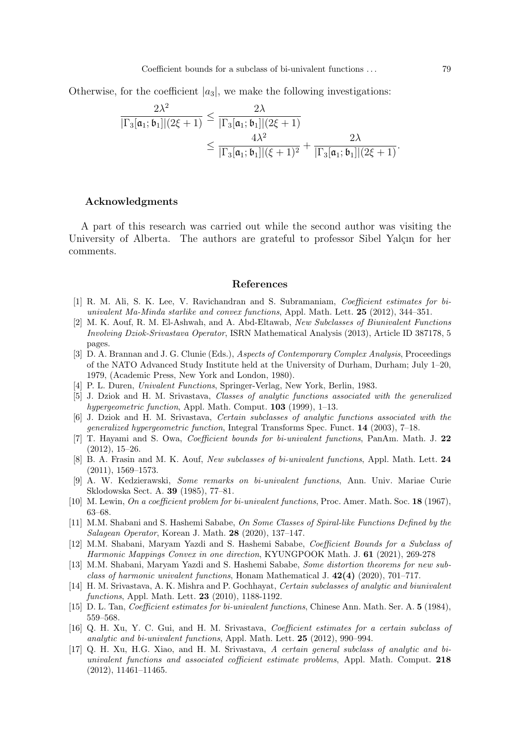Otherwise, for the coefficient $|a_3|$, we make the following investigations:

$$
\begin{aligned}
\frac{2\lambda^2}{|\Gamma_3[\mathfrak{a}_1;\mathfrak{b}_1]|(2\xi+1)} &\leq \frac{2\lambda}{|\Gamma_3[\mathfrak{a}_1;\mathfrak{b}_1]|(2\xi+1)} \\
&\leq \frac{4\lambda^2}{|\Gamma_3[\mathfrak{a}_1;\mathfrak{b}_1]|(\xi+1)^2} + \frac{2\lambda}{|\Gamma_3[\mathfrak{a}_1;\mathfrak{b}_1]|(2\xi+1)}.
\end{aligned}
$$

## Acknowledgments

A part of this research was carried out while the second author was visiting the University of Alberta. The authors are grateful to professor Sibel Yalçın for her comments.

## References

[1] R. M. Ali, S. K. Lee, V. Ravichandran and S. Subramaniam, *Coefficient estimates for bi-univalent Ma-Minda starlike and convex functions*, Appl. Math. Lett. **25** (2012), 344–351.

[2] M. K. Aouf, R. M. El-Ashwah, and A. Abd-Eltawab, *New Subclasses of Biunivalent Functions Involving Dziok-Srivastava Operator*, ISRN Mathematical Analysis (2013), Article ID 387178, 5 pages.

[3] D. A. Brannan and J. G. Clunie (Eds.), *Aspects of Contemporary Complex Analysis*, Proceedings of the NATO Advanced Study Institute held at the University of Durham, Durham; July 1–20, 1979, (Academic Press, New York and London, 1980).

[4] P. L. Duren, *Univalent Functions*, Springer-Verlag, New York, Berlin, 1983.

[5] J. Dziok and H. M. Srivastava, *Classes of analytic functions associated with the generalized hypergeometric function*, Appl. Math. Comput. **103** (1999), 1–13.

[6] J. Dziok and H. M. Srivastava, *Certain subclasses of analytic functions associated with the generalized hypergeometric function*, Integral Transforms Spec. Funct. **14** (2003), 7–18.

[7] T. Hayami and S. Owa, *Coefficient bounds for bi-univalent functions*, PanAm. Math. J. **22** (2012), 15–26.

[8] B. A. Frasin and M. K. Aouf, *New subclasses of bi-univalent functions*, Appl. Math. Lett. **24** (2011), 1569–1573.

[9] A. W. Kedzierawski, *Some remarks on bi-univalent functions*, Ann. Univ. Mariae Curie Sklodowska Sect. A. **39** (1985), 77–81.

[10] M. Lewin, *On a coefficient problem for bi-univalent functions*, Proc. Amer. Math. Soc. **18** (1967), 63–68.

[11] M.M. Shabani and S. Hashemi Sababe, *On Some Classes of Spiral-like Functions Defined by the Salagean Operator*, Korean J. Math. **28** (2020), 137–147.

[12] M.M. Shabani, Maryam Yazdi and S. Hashemi Sababe, *Coefficient Bounds for a Subclass of Harmonic Mappings Convex in one direction*, KYUNGPOOK Math. J. **61** (2021), 269-278

[13] M.M. Shabani, Maryam Yazdi and S. Hashemi Sababe, *Some distortion theorems for new subclass of harmonic univalent functions*, Honam Mathematical J. **42(4)** (2020), 701–717.

[14] H. M. Srivastava, A. K. Mishra and P. Gochhayat, *Certain subclasses of analytic and biunivalent functions*, Appl. Math. Lett. **23** (2010), 1188-1192.

[15] D. L. Tan, *Coefficient estimates for bi-univalent functions*, Chinese Ann. Math. Ser. A. **5** (1984), 559–568.

[16] Q. H. Xu, Y. C. Gui, and H. M. Srivastava, *Coefficient estimates for a certain subclass of analytic and bi-univalent functions*, Appl. Math. Lett. **25** (2012), 990–994.

[17] Q. H. Xu, H.G. Xiao, and H. M. Srivastava, *A certain general subclass of analytic and bi-univalent functions and associated cofficient estimate problems*, Appl. Math. Comput. **218** (2012), 11461–11465.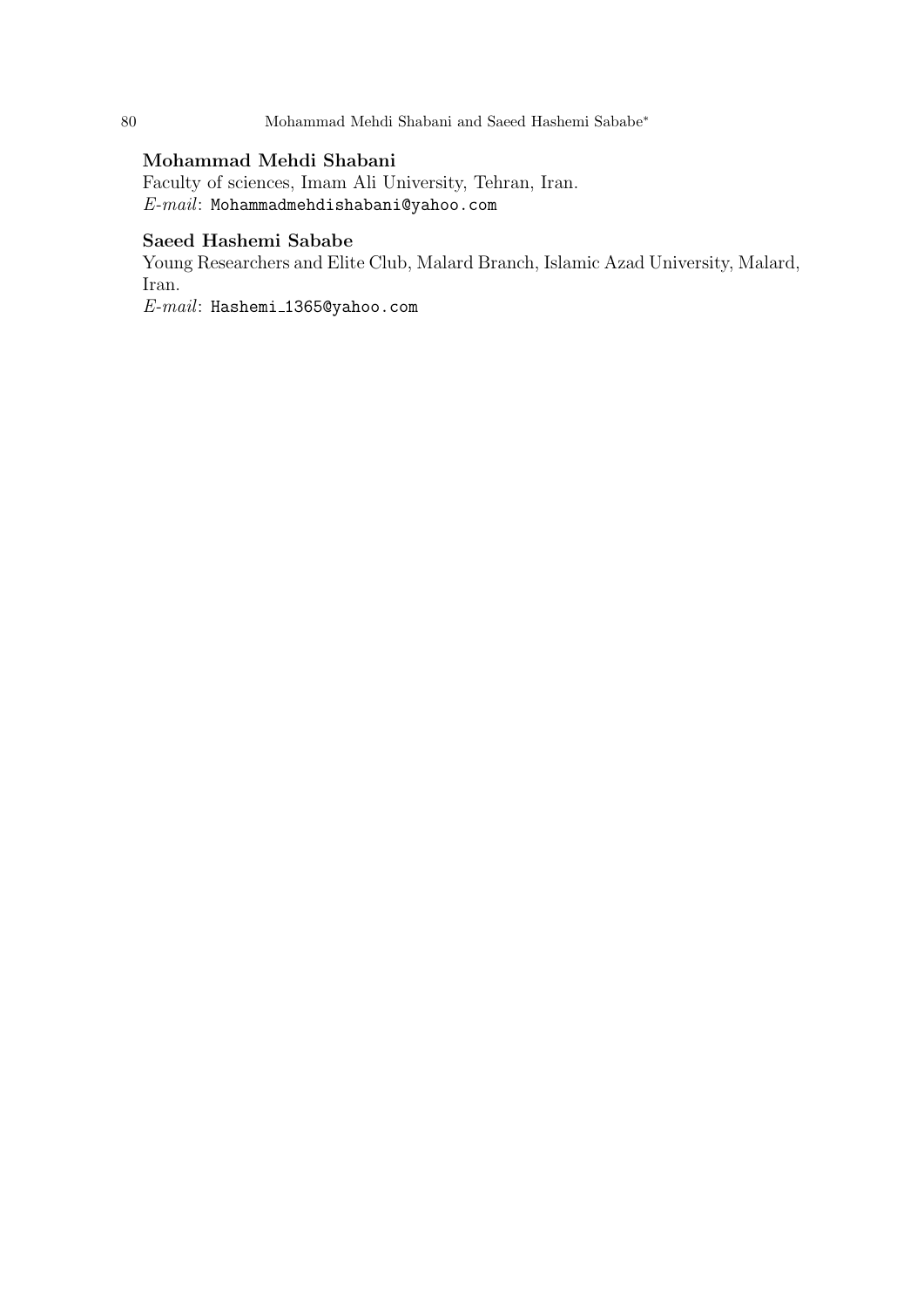**Mohammad Mehdi Shabani**
Faculty of sciences, Imam Ali University, Tehran, Iran.
*E-mail*: `Mohammadmehdishabani@yahoo.com`

**Saeed Hashemi Sababe**
Young Researchers and Elite Club, Malard Branch, Islamic Azad University, Malard, Iran.
*E-mail*: `Hashemi_1365@yahoo.com`